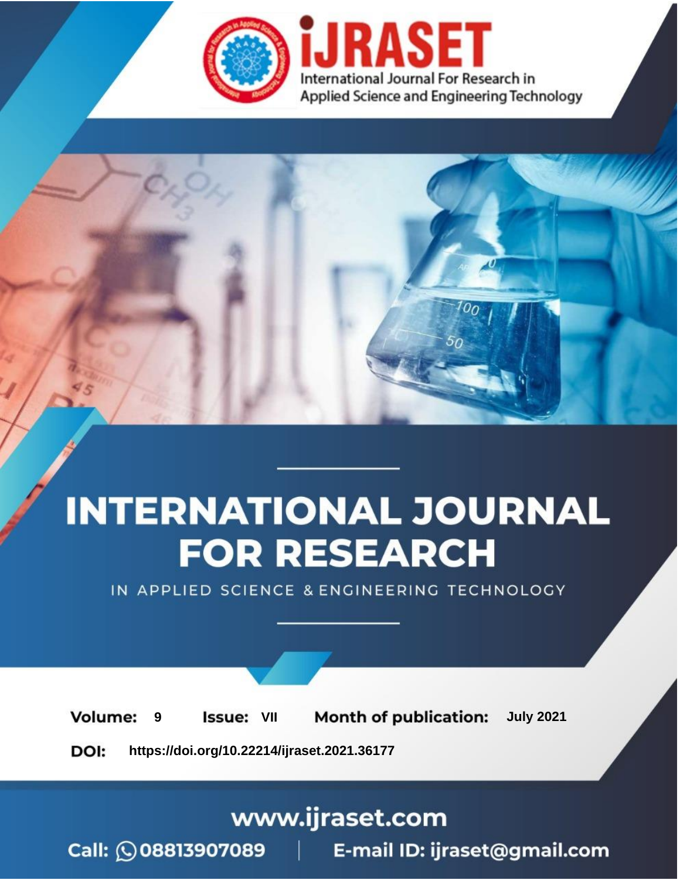iJRASET

International Journal For Research in Applied Science and Engineering Technology

# INTERNATIONAL JOURNAL FOR RESEARCH

IN APPLIED SCIENCE & ENGINEERING TECHNOLOGY

**Volume:** 9 **Issue:** VII **Month of publication:** July 2021

**DOI:** https://doi.org/10.22214/ijraset.2021.36177

www.ijraset.com

Call: 08813907089 | E-mail ID: ijraset@gmail.com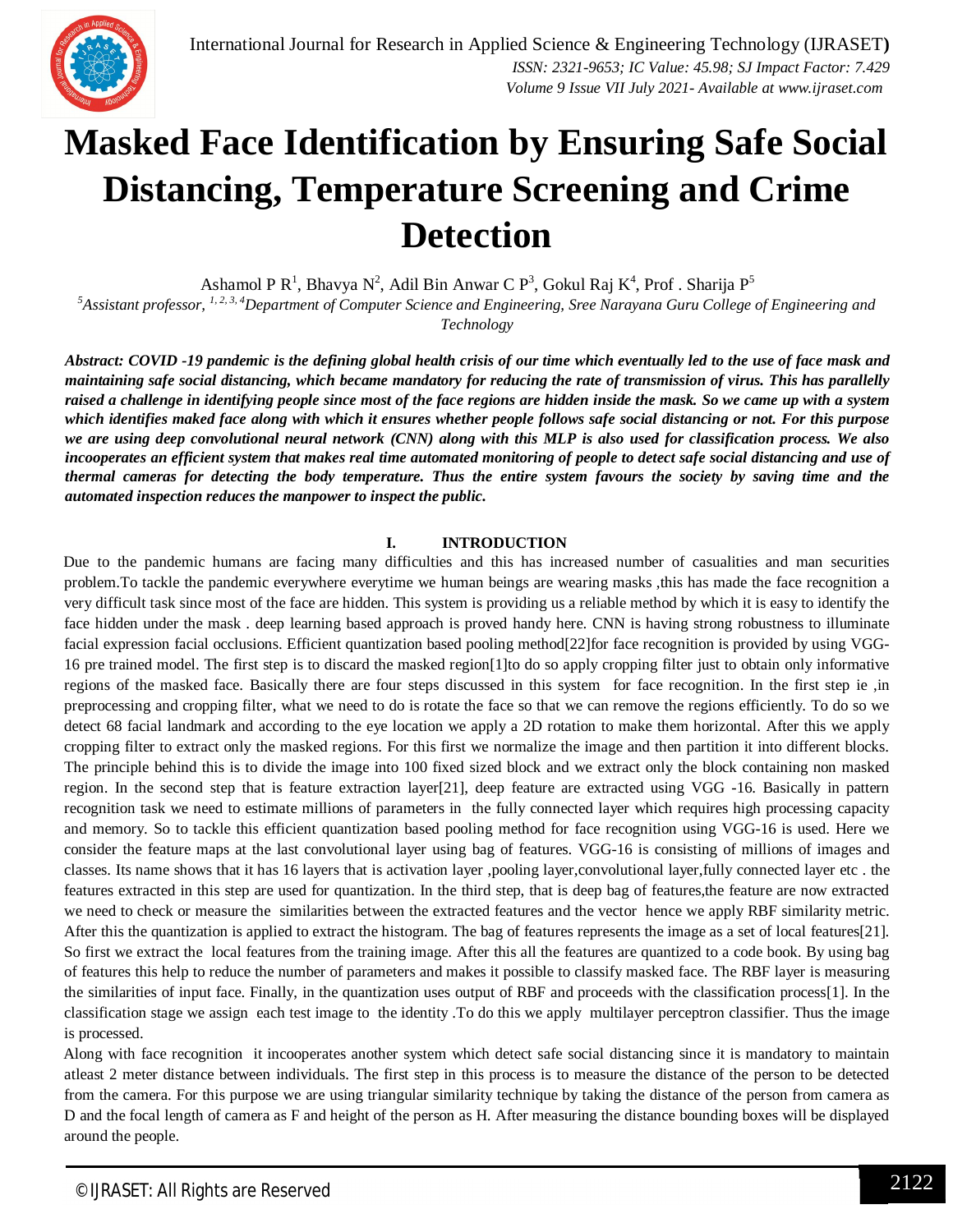# Masked Face Identification by Ensuring Safe Social Distancing, Temperature Screening and Crime Detection

Ashamol P R[1], Bhavya N[2], Adil Bin Anwar C P[3], Gokul Raj K[4], Prof . Sharija P[5]

*[5]Assistant professor, [1, 2, 3, 4]Department of Computer Science and Engineering, Sree Narayana Guru College of Engineering and Technology*

***Abstract: COVID -19 pandemic is the defining global health crisis of our time which eventually led to the use of face mask and maintaining safe social distancing, which became mandatory for reducing the rate of transmission of virus. This has parallelly raised a challenge in identifying people since most of the face regions are hidden inside the mask. So we came up with a system which identifies maked face along with which it ensures whether people follows safe social distancing or not. For this purpose we are using deep convolutional neural network (CNN) along with this MLP is also used for classification process. We also incooperates an efficient system that makes real time automated monitoring of people to detect safe social distancing and use of thermal cameras for detecting the body temperature. Thus the entire system favours the society by saving time and the automated inspection reduces the manpower to inspect the public.***

## I. INTRODUCTION

Due to the pandemic humans are facing many difficulties and this has increased number of casualities and man securities problem.To tackle the pandemic everywhere everytime we human beings are wearing masks ,this has made the face recognition a very difficult task since most of the face are hidden. This system is providing us a reliable method by which it is easy to identify the face hidden under the mask . deep learning based approach is proved handy here. CNN is having strong robustness to illuminate facial expression facial occlusions. Efficient quantization based pooling method[22]for face recognition is provided by using VGG-16 pre trained model. The first step is to discard the masked region[1]to do so apply cropping filter just to obtain only informative regions of the masked face. Basically there are four steps discussed in this system for face recognition. In the first step ie ,in preprocessing and cropping filter, what we need to do is rotate the face so that we can remove the regions efficiently. To do so we detect 68 facial landmark and according to the eye location we apply a 2D rotation to make them horizontal. After this we apply cropping filter to extract only the masked regions. For this first we normalize the image and then partition it into different blocks. The principle behind this is to divide the image into 100 fixed sized block and we extract only the block containing non masked region. In the second step that is feature extraction layer[21], deep feature are extracted using VGG -16. Basically in pattern recognition task we need to estimate millions of parameters in the fully connected layer which requires high processing capacity and memory. So to tackle this efficient quantization based pooling method for face recognition using VGG-16 is used. Here we consider the feature maps at the last convolutional layer using bag of features. VGG-16 is consisting of millions of images and classes. Its name shows that it has 16 layers that is activation layer ,pooling layer,convolutional layer,fully connected layer etc . the features extracted in this step are used for quantization. In the third step, that is deep bag of features,the feature are now extracted we need to check or measure the similarities between the extracted features and the vector hence we apply RBF similarity metric. After this the quantization is applied to extract the histogram. The bag of features represents the image as a set of local features[21]. So first we extract the local features from the training image. After this all the features are quantized to a code book. By using bag of features this help to reduce the number of parameters and makes it possible to classify masked face. The RBF layer is measuring the similarities of input face. Finally, in the quantization uses output of RBF and proceeds with the classification process[1]. In the classification stage we assign each test image to the identity .To do this we apply multilayer perceptron classifier. Thus the image is processed.

Along with face recognition it incooperates another system which detect safe social distancing since it is mandatory to maintain atleast 2 meter distance between individuals. The first step in this process is to measure the distance of the person to be detected from the camera. For this purpose we are using triangular similarity technique by taking the distance of the person from camera as D and the focal length of camera as F and height of the person as H. After measuring the distance bounding boxes will be displayed around the people.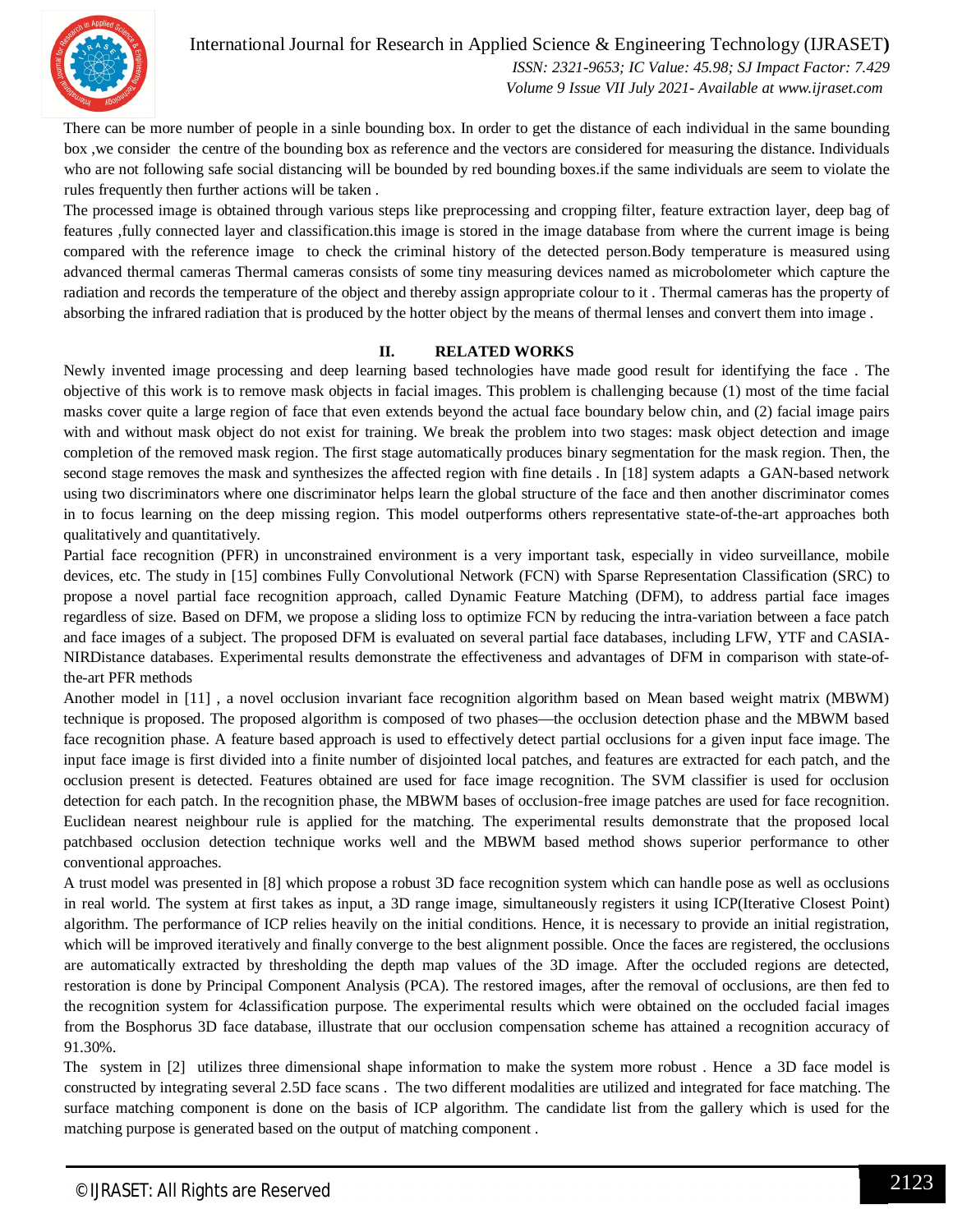There can be more number of people in a sinle bounding box. In order to get the distance of each individual in the same bounding box ,we consider the centre of the bounding box as reference and the vectors are considered for measuring the distance. Individuals who are not following safe social distancing will be bounded by red bounding boxes.if the same individuals are seem to violate the rules frequently then further actions will be taken .

The processed image is obtained through various steps like preprocessing and cropping filter, feature extraction layer, deep bag of features ,fully connected layer and classification.this image is stored in the image database from where the current image is being compared with the reference image to check the criminal history of the detected person.Body temperature is measured using advanced thermal cameras Thermal cameras consists of some tiny measuring devices named as microbolometer which capture the radiation and records the temperature of the object and thereby assign appropriate colour to it . Thermal cameras has the property of absorbing the infrared radiation that is produced by the hotter object by the means of thermal lenses and convert them into image .

## II. RELATED WORKS

Newly invented image processing and deep learning based technologies have made good result for identifying the face . The objective of this work is to remove mask objects in facial images. This problem is challenging because (1) most of the time facial masks cover quite a large region of face that even extends beyond the actual face boundary below chin, and (2) facial image pairs with and without mask object do not exist for training. We break the problem into two stages: mask object detection and image completion of the removed mask region. The first stage automatically produces binary segmentation for the mask region. Then, the second stage removes the mask and synthesizes the affected region with fine details . In [18] system adapts a GAN-based network using two discriminators where one discriminator helps learn the global structure of the face and then another discriminator comes in to focus learning on the deep missing region. This model outperforms others representative state-of-the-art approaches both qualitatively and quantitatively.

Partial face recognition (PFR) in unconstrained environment is a very important task, especially in video surveillance, mobile devices, etc. The study in [15] combines Fully Convolutional Network (FCN) with Sparse Representation Classification (SRC) to propose a novel partial face recognition approach, called Dynamic Feature Matching (DFM), to address partial face images regardless of size. Based on DFM, we propose a sliding loss to optimize FCN by reducing the intra-variation between a face patch and face images of a subject. The proposed DFM is evaluated on several partial face databases, including LFW, YTF and CASIA-NIRDistance databases. Experimental results demonstrate the effectiveness and advantages of DFM in comparison with state-of-the-art PFR methods

Another model in [11] , a novel occlusion invariant face recognition algorithm based on Mean based weight matrix (MBWM) technique is proposed. The proposed algorithm is composed of two phases—the occlusion detection phase and the MBWM based face recognition phase. A feature based approach is used to effectively detect partial occlusions for a given input face image. The input face image is first divided into a finite number of disjointed local patches, and features are extracted for each patch, and the occlusion present is detected. Features obtained are used for face image recognition. The SVM classifier is used for occlusion detection for each patch. In the recognition phase, the MBWM bases of occlusion-free image patches are used for face recognition. Euclidean nearest neighbour rule is applied for the matching. The experimental results demonstrate that the proposed local patchbased occlusion detection technique works well and the MBWM based method shows superior performance to other conventional approaches.

A trust model was presented in [8] which propose a robust 3D face recognition system which can handle pose as well as occlusions in real world. The system at first takes as input, a 3D range image, simultaneously registers it using ICP(Iterative Closest Point) algorithm. The performance of ICP relies heavily on the initial conditions. Hence, it is necessary to provide an initial registration, which will be improved iteratively and finally converge to the best alignment possible. Once the faces are registered, the occlusions are automatically extracted by thresholding the depth map values of the 3D image. After the occluded regions are detected, restoration is done by Principal Component Analysis (PCA). The restored images, after the removal of occlusions, are then fed to the recognition system for 4classification purpose. The experimental results which were obtained on the occluded facial images from the Bosphorus 3D face database, illustrate that our occlusion compensation scheme has attained a recognition accuracy of 91.30%.

The system in [2] utilizes three dimensional shape information to make the system more robust . Hence a 3D face model is constructed by integrating several 2.5D face scans . The two different modalities are utilized and integrated for face matching. The surface matching component is done on the basis of ICP algorithm. The candidate list from the gallery which is used for the matching purpose is generated based on the output of matching component .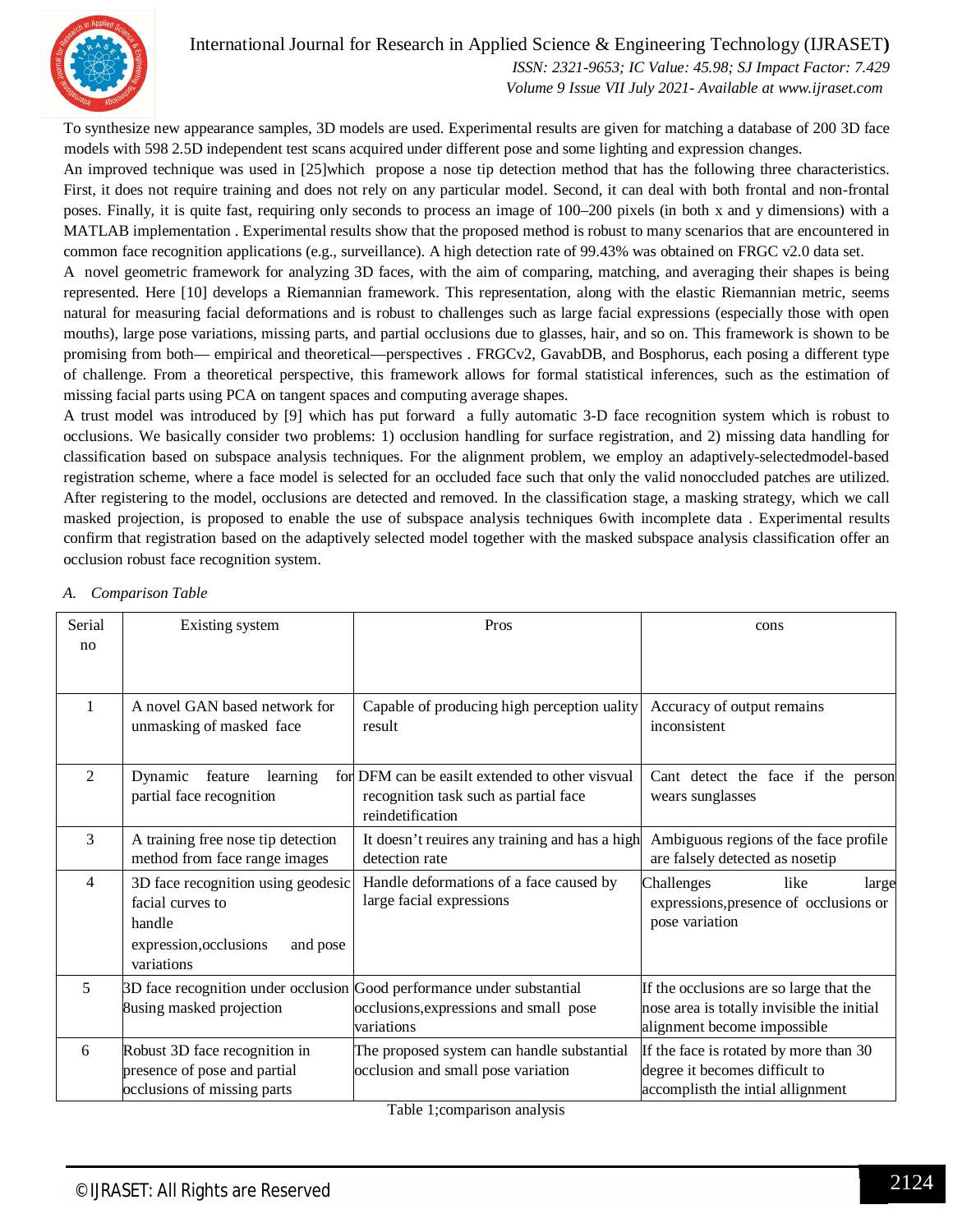To synthesize new appearance samples, 3D models are used. Experimental results are given for matching a database of 200 3D face models with 598 2.5D independent test scans acquired under different pose and some lighting and expression changes.

An improved technique was used in [25]which propose a nose tip detection method that has the following three characteristics. First, it does not require training and does not rely on any particular model. Second, it can deal with both frontal and non-frontal poses. Finally, it is quite fast, requiring only seconds to process an image of 100–200 pixels (in both x and y dimensions) with a MATLAB implementation . Experimental results show that the proposed method is robust to many scenarios that are encountered in common face recognition applications (e.g., surveillance). A high detection rate of 99.43% was obtained on FRGC v2.0 data set.

A novel geometric framework for analyzing 3D faces, with the aim of comparing, matching, and averaging their shapes is being represented. Here [10] develops a Riemannian framework. This representation, along with the elastic Riemannian metric, seems natural for measuring facial deformations and is robust to challenges such as large facial expressions (especially those with open mouths), large pose variations, missing parts, and partial occlusions due to glasses, hair, and so on. This framework is shown to be promising from both— empirical and theoretical—perspectives . FRGCv2, GavabDB, and Bosphorus, each posing a different type of challenge. From a theoretical perspective, this framework allows for formal statistical inferences, such as the estimation of missing facial parts using PCA on tangent spaces and computing average shapes.

A trust model was introduced by [9] which has put forward a fully automatic 3-D face recognition system which is robust to occlusions. We basically consider two problems: 1) occlusion handling for surface registration, and 2) missing data handling for classification based on subspace analysis techniques. For the alignment problem, we employ an adaptively-selectedmodel-based registration scheme, where a face model is selected for an occluded face such that only the valid nonoccluded patches are utilized. After registering to the model, occlusions are detected and removed. In the classification stage, a masking strategy, which we call masked projection, is proposed to enable the use of subspace analysis techniques 6with incomplete data . Experimental results confirm that registration based on the adaptively selected model together with the masked subspace analysis classification offer an occlusion robust face recognition system.

### *A. Comparison Table*

| Serial no | Existing system | Pros | cons |
|---|---|---|---|
| 1 | A novel GAN based network for unmasking of masked face | Capable of producing high perception uality result | Accuracy of output remains inconsistent |
| 2 | Dynamic feature learning for partial face recognition | DFM can be easilt extended to other visvual recognition task such as partial face reindetification | Cant detect the face if the person wears sunglasses |
| 3 | A training free nose tip detection method from face range images | It doesn't reuires any training and has a high detection rate | Ambiguous regions of the face profile are falsely detected as nosetip |
| 4 | 3D face recognition using geodesic facial curves to handle expression,occlusions and pose variations | Handle deformations of a face caused by large facial expressions | Challenges like large expressions,presence of occlusions or pose variation |
| 5 | 3D face recognition under occlusion 8using masked projection | Good performance under substantial occlusions,expressions and small pose variations | If the occlusions are so large that the nose area is totally invisible the initial alignment become impossible |
| 6 | Robust 3D face recognition in presence of pose and partial occlusions of missing parts | The proposed system can handle substantial occlusion and small pose variation | If the face is rotated by more than 30 degree it becomes difficult to accomplisth the intial allignment |

Table 1;comparison analysis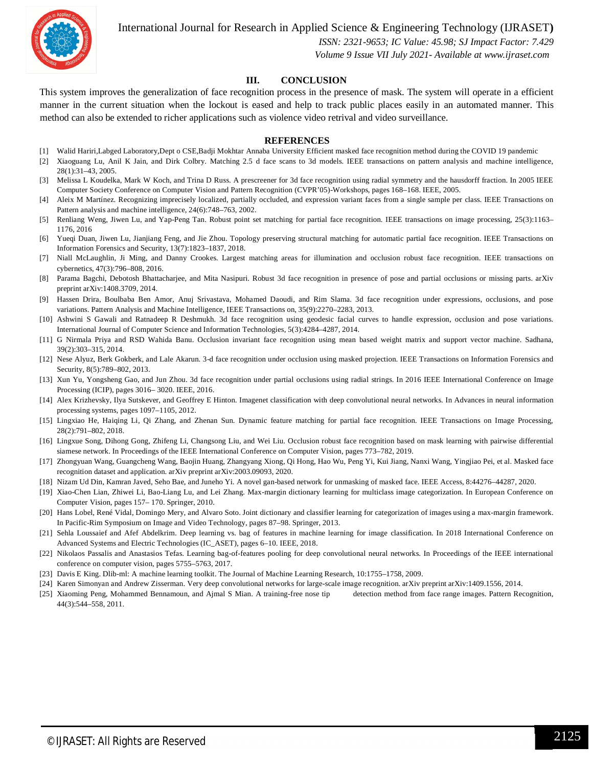## III. CONCLUSION

This system improves the generalization of face recognition process in the presence of mask. The system will operate in a efficient manner in the current situation when the lockout is eased and help to track public places easily in an automated manner. This method can also be extended to richer applications such as violence video retrival and video surveillance.

## REFERENCES

[1] Walid Hariri,Labged Laboratory,Dept o CSE,Badji Mokhtar Annaba University Efficient masked face recognition method during the COVID 19 pandemic

[2] Xiaoguang Lu, Anil K Jain, and Dirk Colbry. Matching 2.5 d face scans to 3d models. IEEE transactions on pattern analysis and machine intelligence, 28(1):31–43, 2005.

[3] Melissa L Koudelka, Mark W Koch, and Trina D Russ. A prescreener for 3d face recognition using radial symmetry and the hausdorff fraction. In 2005 IEEE Computer Society Conference on Computer Vision and Pattern Recognition (CVPR'05)-Workshops, pages 168–168. IEEE, 2005.

[4] Aleix M Martínez. Recognizing imprecisely localized, partially occluded, and expression variant faces from a single sample per class. IEEE Transactions on Pattern analysis and machine intelligence, 24(6):748–763, 2002.

[5] Renliang Weng, Jiwen Lu, and Yap-Peng Tan. Robust point set matching for partial face recognition. IEEE transactions on image processing, 25(3):1163–1176, 2016

[6] Yueqi Duan, Jiwen Lu, Jianjiang Feng, and Jie Zhou. Topology preserving structural matching for automatic partial face recognition. IEEE Transactions on Information Forensics and Security, 13(7):1823–1837, 2018.

[7] Niall McLaughlin, Ji Ming, and Danny Crookes. Largest matching areas for illumination and occlusion robust face recognition. IEEE transactions on cybernetics, 47(3):796–808, 2016.

[8] Parama Bagchi, Debotosh Bhattacharjee, and Mita Nasipuri. Robust 3d face recognition in presence of pose and partial occlusions or missing parts. arXiv preprint arXiv:1408.3709, 2014.

[9] Hassen Drira, Boulbaba Ben Amor, Anuj Srivastava, Mohamed Daoudi, and Rim Slama. 3d face recognition under expressions, occlusions, and pose variations. Pattern Analysis and Machine Intelligence, IEEE Transactions on, 35(9):2270–2283, 2013.

[10] Ashwini S Gawali and Ratnadeep R Deshmukh. 3d face recognition using geodesic facial curves to handle expression, occlusion and pose variations. International Journal of Computer Science and Information Technologies, 5(3):4284–4287, 2014.

[11] G Nirmala Priya and RSD Wahida Banu. Occlusion invariant face recognition using mean based weight matrix and support vector machine. Sadhana, 39(2):303–315, 2014.

[12] Nese Alyuz, Berk Gokberk, and Lale Akarun. 3-d face recognition under occlusion using masked projection. IEEE Transactions on Information Forensics and Security, 8(5):789–802, 2013.

[13] Xun Yu, Yongsheng Gao, and Jun Zhou. 3d face recognition under partial occlusions using radial strings. In 2016 IEEE International Conference on Image Processing (ICIP), pages 3016– 3020. IEEE, 2016.

[14] Alex Krizhevsky, Ilya Sutskever, and Geoffrey E Hinton. Imagenet classification with deep convolutional neural networks. In Advances in neural information processing systems, pages 1097–1105, 2012.

[15] Lingxiao He, Haiqing Li, Qi Zhang, and Zhenan Sun. Dynamic feature matching for partial face recognition. IEEE Transactions on Image Processing, 28(2):791–802, 2018.

[16] Lingxue Song, Dihong Gong, Zhifeng Li, Changsong Liu, and Wei Liu. Occlusion robust face recognition based on mask learning with pairwise differential siamese network. In Proceedings of the IEEE International Conference on Computer Vision, pages 773–782, 2019.

[17] Zhongyuan Wang, Guangcheng Wang, Baojin Huang, Zhangyang Xiong, Qi Hong, Hao Wu, Peng Yi, Kui Jiang, Nanxi Wang, Yingjiao Pei, et al. Masked face recognition dataset and application. arXiv preprint arXiv:2003.09093, 2020.

[18] Nizam Ud Din, Kamran Javed, Seho Bae, and Juneho Yi. A novel gan-based network for unmasking of masked face. IEEE Access, 8:44276–44287, 2020.

[19] Xiao-Chen Lian, Zhiwei Li, Bao-Liang Lu, and Lei Zhang. Max-margin dictionary learning for multiclass image categorization. In European Conference on Computer Vision, pages 157– 170. Springer, 2010.

[20] Hans Lobel, René Vidal, Domingo Mery, and Alvaro Soto. Joint dictionary and classifier learning for categorization of images using a max-margin framework. In Pacific-Rim Symposium on Image and Video Technology, pages 87–98. Springer, 2013.

[21] Sehla Loussaief and Afef Abdelkrim. Deep learning vs. bag of features in machine learning for image classification. In 2018 International Conference on Advanced Systems and Electric Technologies (IC_ASET), pages 6–10. IEEE, 2018.

[22] Nikolaos Passalis and Anastasios Tefas. Learning bag-of-features pooling for deep convolutional neural networks. In Proceedings of the IEEE international conference on computer vision, pages 5755–5763, 2017.

[23] Davis E King. Dlib-ml: A machine learning toolkit. The Journal of Machine Learning Research, 10:1755–1758, 2009.

[24] Karen Simonyan and Andrew Zisserman. Very deep convolutional networks for large-scale image recognition. arXiv preprint arXiv:1409.1556, 2014.

[25] Xiaoming Peng, Mohammed Bennamoun, and Ajmal S Mian. A training-free nose tip detection method from face range images. Pattern Recognition, 44(3):544–558, 2011.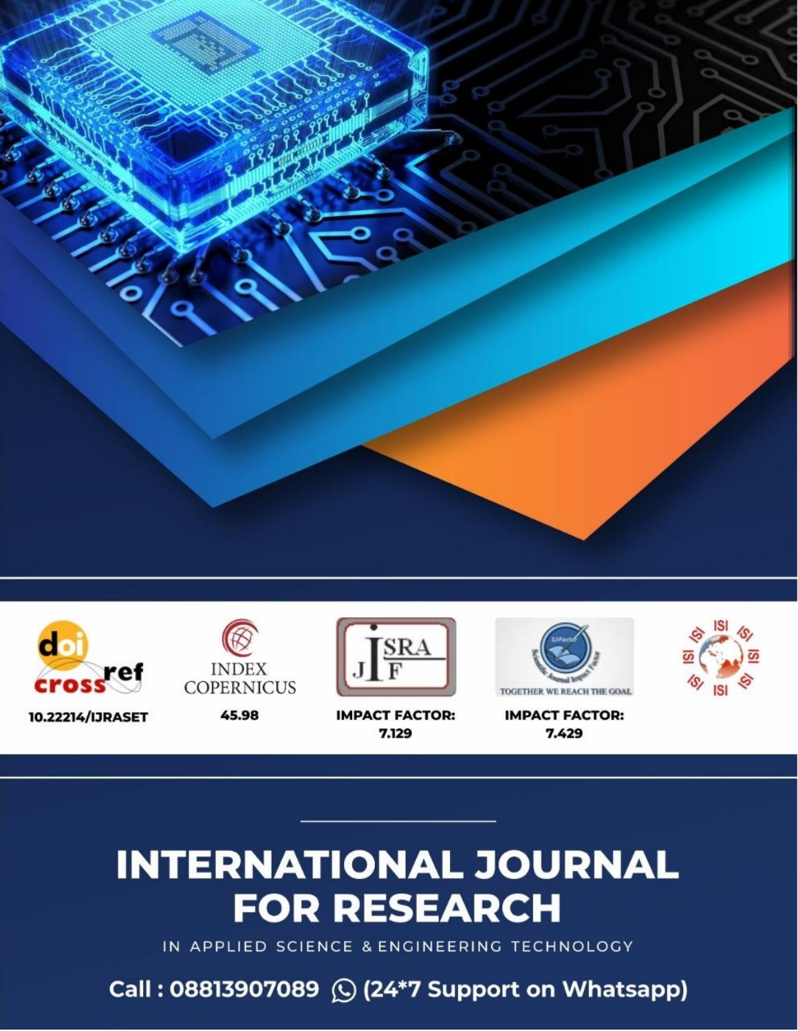10.22214/IJRASET

45.98

IMPACT FACTOR: 7.129

IMPACT FACTOR: 7.429

# INTERNATIONAL JOURNAL FOR RESEARCH

IN APPLIED SCIENCE & ENGINEERING TECHNOLOGY

Call : 08813907089 (24*7 Support on Whatsapp)